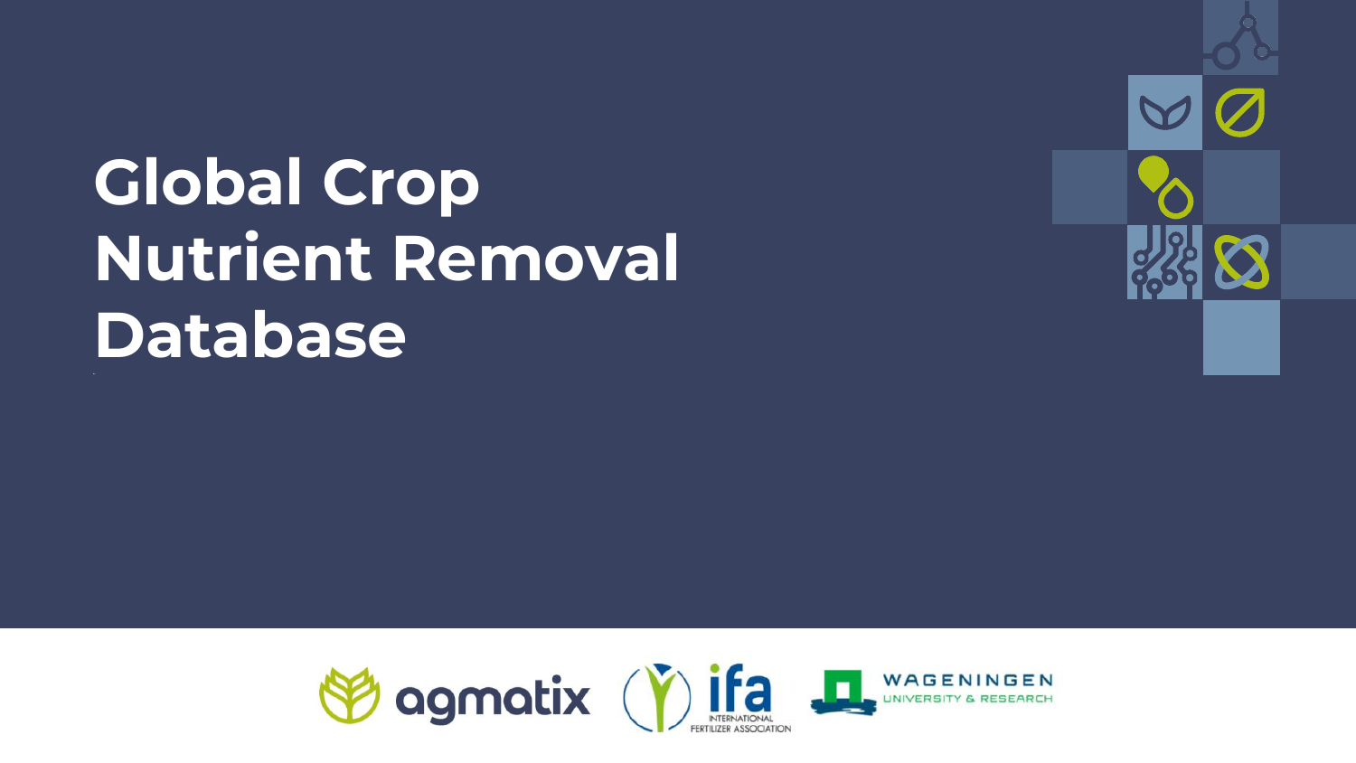# Global Crop Nutrient Removal Database

agmatix

ifa INTERNATIONAL FERTILIZER ASSOCIATION

WAGENINGEN UNIVERSITY & RESEARCH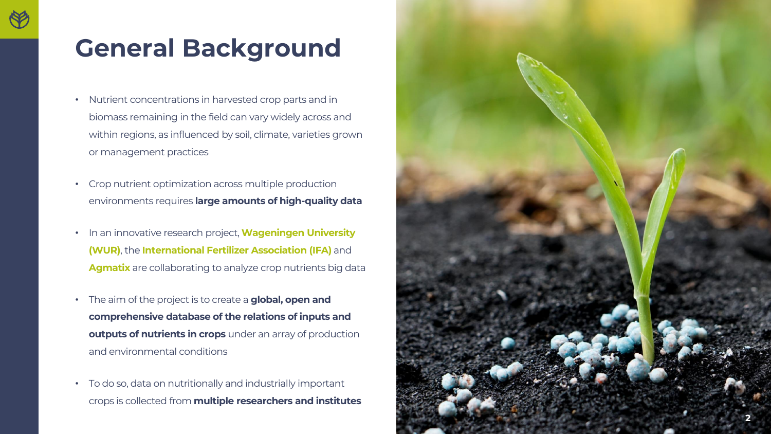# General Background

- Nutrient concentrations in harvested crop parts and in biomass remaining in the field can vary widely across and within regions, as influenced by soil, climate, varieties grown or management practices
- Crop nutrient optimization across multiple production environments requires **large amounts of high-quality data**
- In an innovative research project, **Wageningen University (WUR)**, the **International Fertilizer Association (IFA)** and **Agmatix** are collaborating to analyze crop nutrients big data
- The aim of the project is to create a **global, open and comprehensive database of the relations of inputs and outputs of nutrients in crops** under an array of production and environmental conditions
- To do so, data on nutritionally and industrially important crops is collected from **multiple researchers and institutes**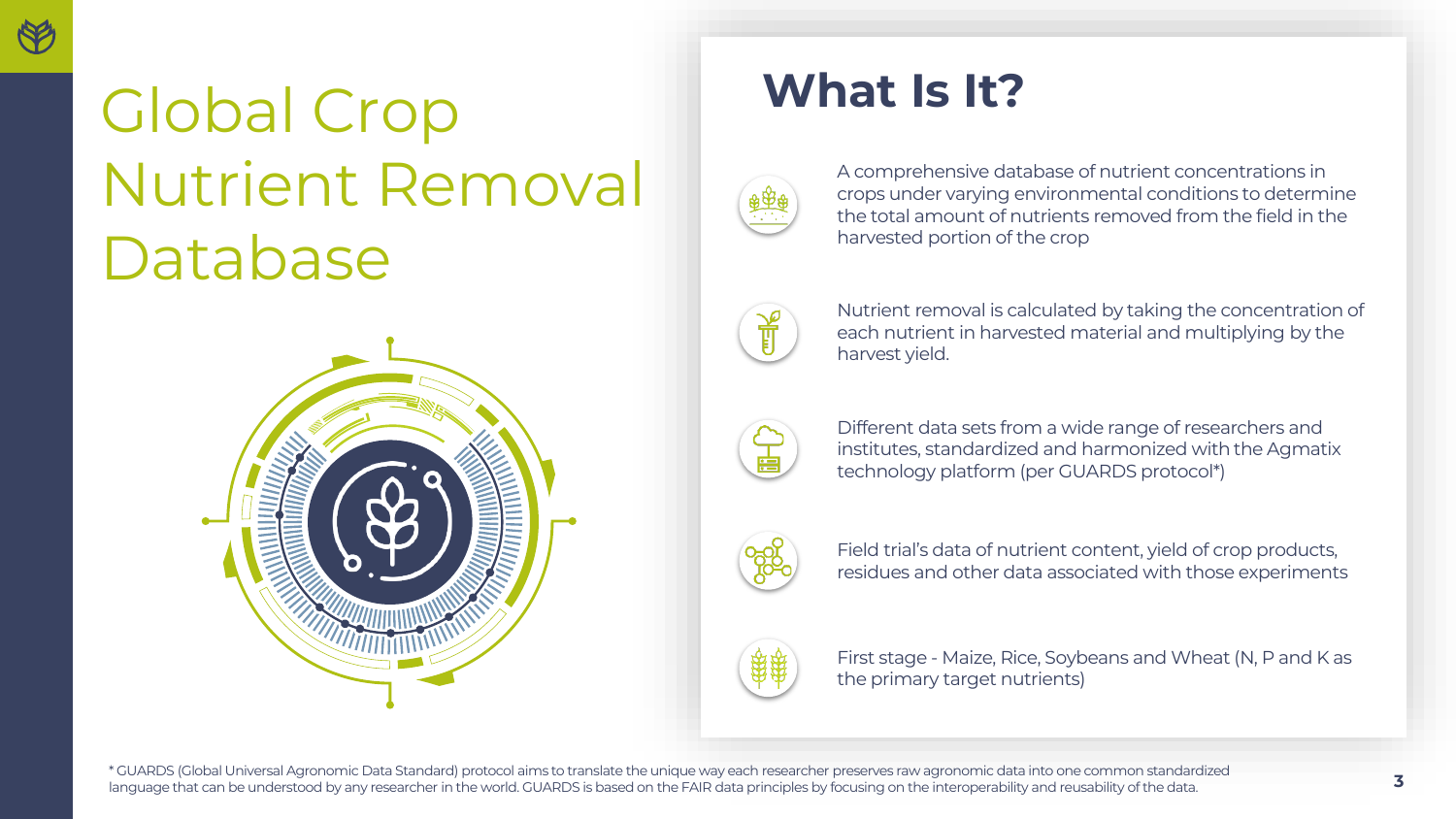# Global Crop Nutrient Removal Database

## What Is It?

- A comprehensive database of nutrient concentrations in crops under varying environmental conditions to determine the total amount of nutrients removed from the field in the harvested portion of the crop
- Nutrient removal is calculated by taking the concentration of each nutrient in harvested material and multiplying by the harvest yield.
- Different data sets from a wide range of researchers and institutes, standardized and harmonized with the Agmatix technology platform (per GUARDS protocol*)
- Field trial's data of nutrient content, yield of crop products, residues and other data associated with those experiments
- First stage - Maize, Rice, Soybeans and Wheat (N, P and K as the primary target nutrients)

* GUARDS (Global Universal Agronomic Data Standard) protocol aims to translate the unique way each researcher preserves raw agronomic data into one common standardized language that can be understood by any researcher in the world. GUARDS is based on the FAIR data principles by focusing on the interoperability and reusability of the data.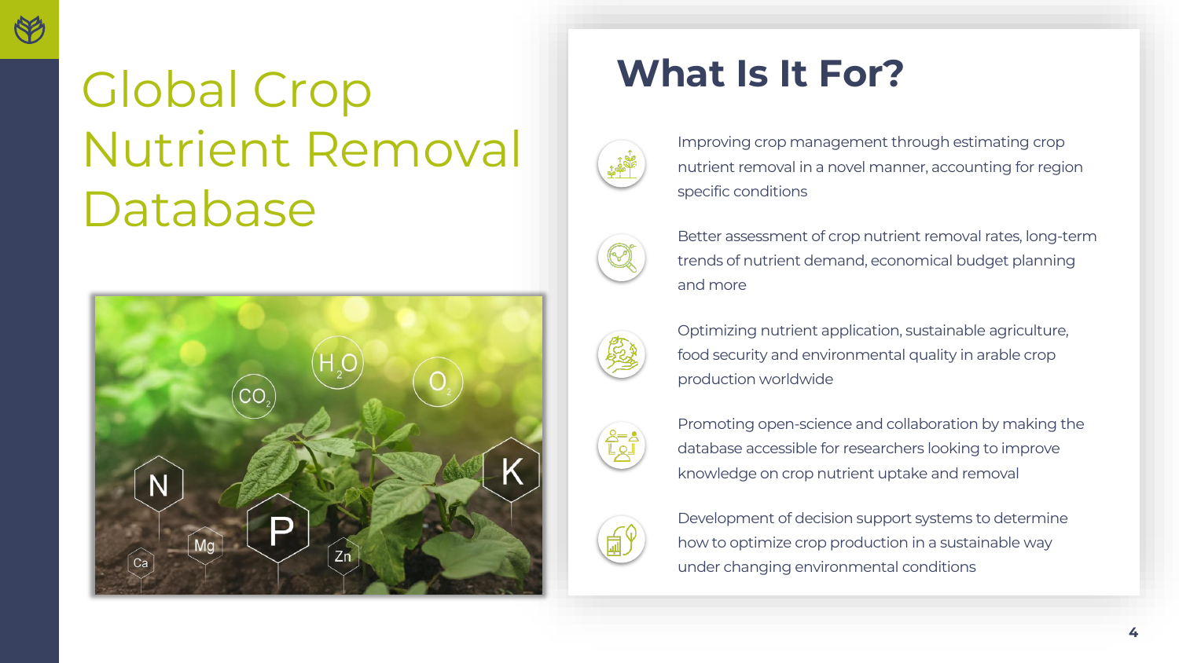# Global Crop Nutrient Removal Database

## What Is It For?

- Improving crop management through estimating crop nutrient removal in a novel manner, accounting for region specific conditions
- Better assessment of crop nutrient removal rates, long-term trends of nutrient demand, economical budget planning and more
- Optimizing nutrient application, sustainable agriculture, food security and environmental quality in arable crop production worldwide
- Promoting open-science and collaboration by making the database accessible for researchers looking to improve knowledge on crop nutrient uptake and removal
- Development of decision support systems to determine how to optimize crop production in a sustainable way under changing environmental conditions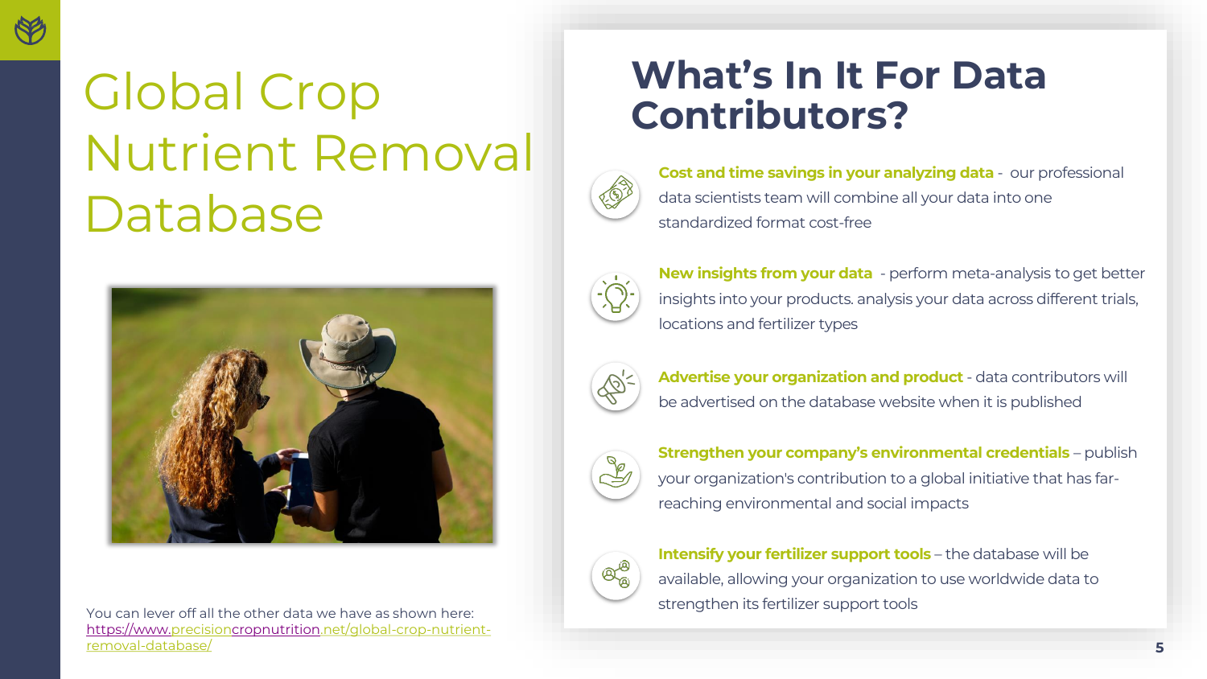# Global Crop Nutrient Removal Database

You can lever off all the other data we have as shown here: https://www.precisioncropnutrition.net/global-crop-nutrient-removal-database/

## What's In It For Data Contributors?

**Cost and time savings in your analyzing data** - our professional data scientists team will combine all your data into one standardized format cost-free

**New insights from your data** - perform meta-analysis to get better insights into your products. analysis your data across different trials, locations and fertilizer types

**Advertise your organization and product** - data contributors will be advertised on the database website when it is published

**Strengthen your company's environmental credentials** – publish your organization's contribution to a global initiative that has far-reaching environmental and social impacts

**Intensify your fertilizer support tools** – the database will be available, allowing your organization to use worldwide data to strengthen its fertilizer support tools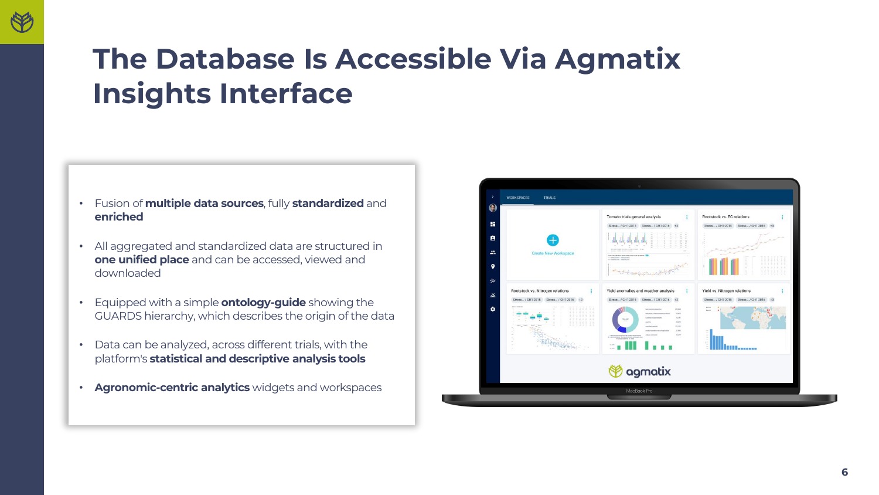# The Database Is Accessible Via Agmatix Insights Interface

- Fusion of **multiple data sources**, fully **standardized** and **enriched**
- All aggregated and standardized data are structured in **one unified place** and can be accessed, viewed and downloaded
- Equipped with a simple **ontology-guide** showing the GUARDS hierarchy, which describes the origin of the data
- Data can be analyzed, across different trials, with the platform's **statistical and descriptive analysis tools**
- **Agronomic-centric analytics** widgets and workspaces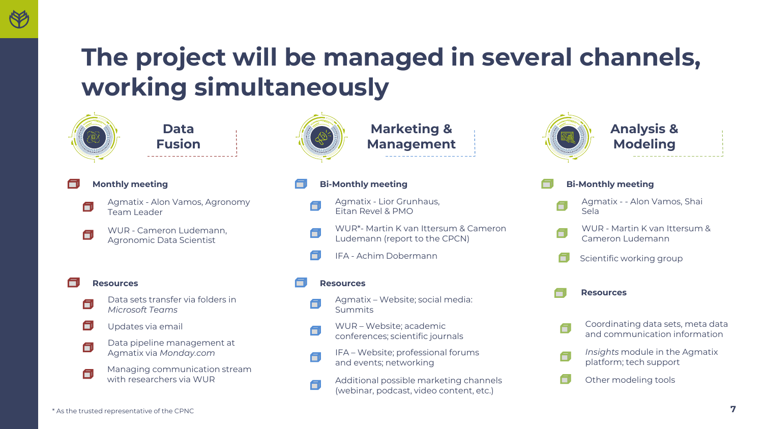# The project will be managed in several channels, working simultaneously

## Data Fusion

**Monthly meeting**

- Agmatix - Alon Vamos, Agronomy Team Leader
- WUR - Cameron Ludemann, Agronomic Data Scientist

**Resources**

- Data sets transfer via folders in *Microsoft Teams*
- Updates via email
- Data pipeline management at Agmatix via *Monday.com*
- Managing communication stream with researchers via WUR

## Marketing & Management

**Bi-Monthly meeting**

- Agmatix - Lior Grunhaus, Eitan Revel & PMO
- WUR*- Martin K van Ittersum & Cameron Ludemann (report to the CPCN)
- IFA - Achim Dobermann

**Resources**

- Agmatix – Website; social media: Summits
- WUR – Website; academic conferences; scientific journals
- IFA – Website; professional forums and events; networking
- Additional possible marketing channels (webinar, podcast, video content, etc.)

## Analysis & Modeling

**Bi-Monthly meeting**

- Agmatix - - Alon Vamos, Shai Sela
- WUR - Martin K van Ittersum & Cameron Ludemann
- Scientific working group

**Resources**

- Coordinating data sets, meta data and communication information
- *Insights* module in the Agmatix platform; tech support
- Other modeling tools

\* As the trusted representative of the CPNC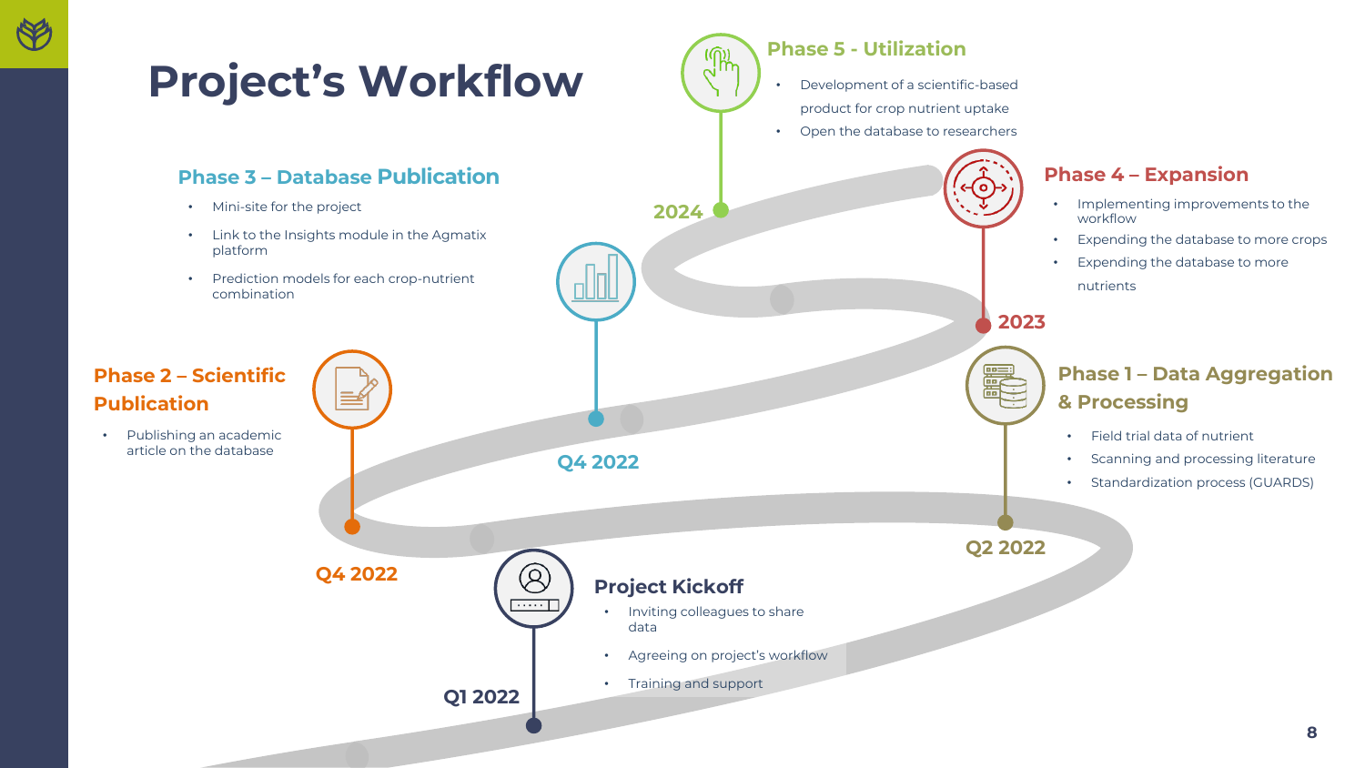# Project's Workflow

## Project Kickoff

Q1 2022

- Inviting colleagues to share data
- Agreeing on project's workflow
- Training and support

## Phase 1 – Data Aggregation & Processing

Q2 2022

- Field trial data of nutrient
- Scanning and processing literature
- Standardization process (GUARDS)

## Phase 2 – Scientific Publication

Q4 2022

- Publishing an academic article on the database

## Phase 3 – Database Publication

Q4 2022

- Mini-site for the project
- Link to the Insights module in the Agmatix platform
- Prediction models for each crop-nutrient combination

## Phase 4 – Expansion

2023

- Implementing improvements to the workflow
- Expending the database to more crops
- Expending the database to more nutrients

## Phase 5 - Utilization

2024

- Development of a scientific-based product for crop nutrient uptake
- Open the database to researchers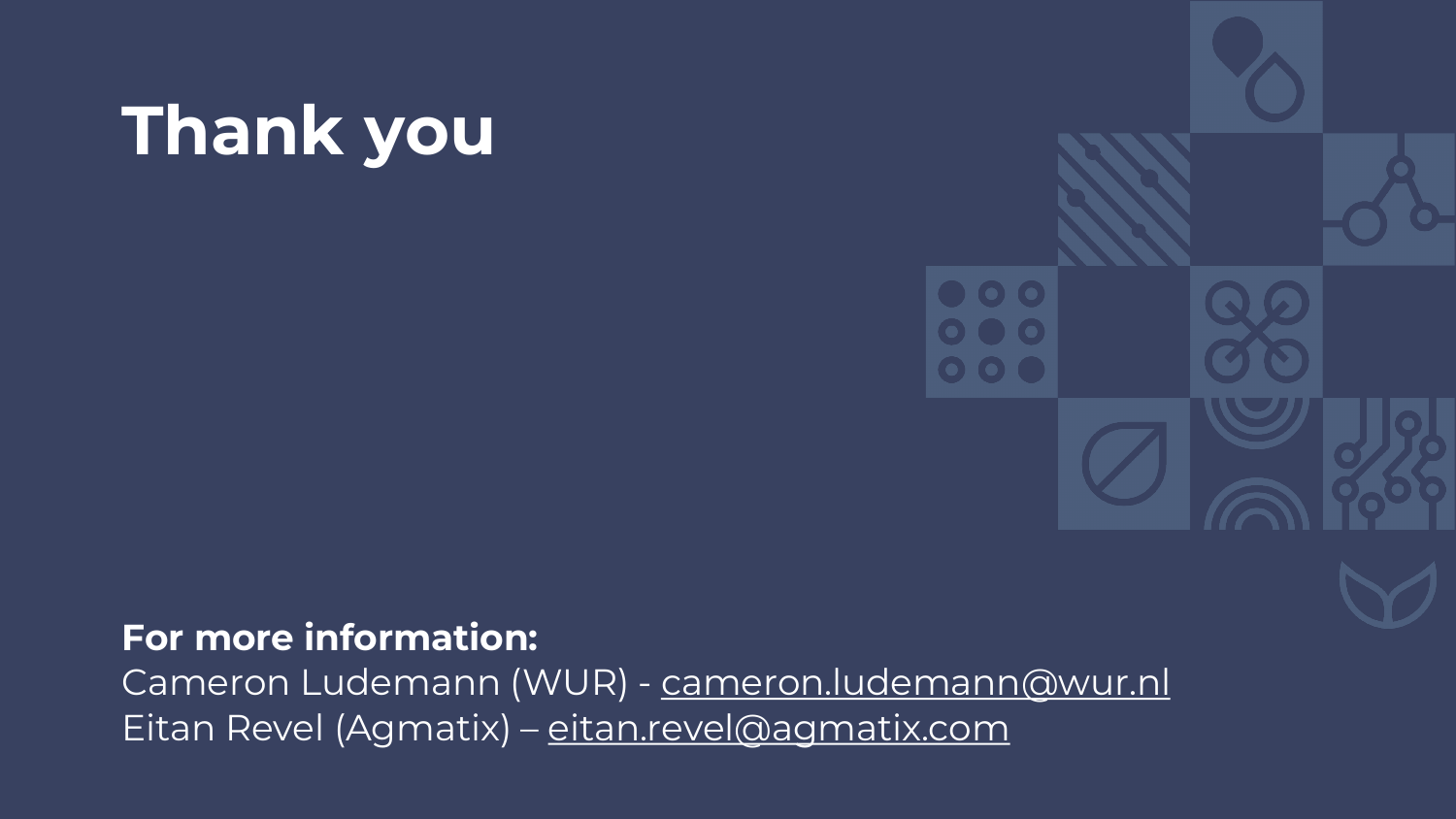# Thank you

**For more information:**

Cameron Ludemann (WUR) - cameron.ludemann@wur.nl

Eitan Revel (Agmatix) – eitan.revel@agmatix.com